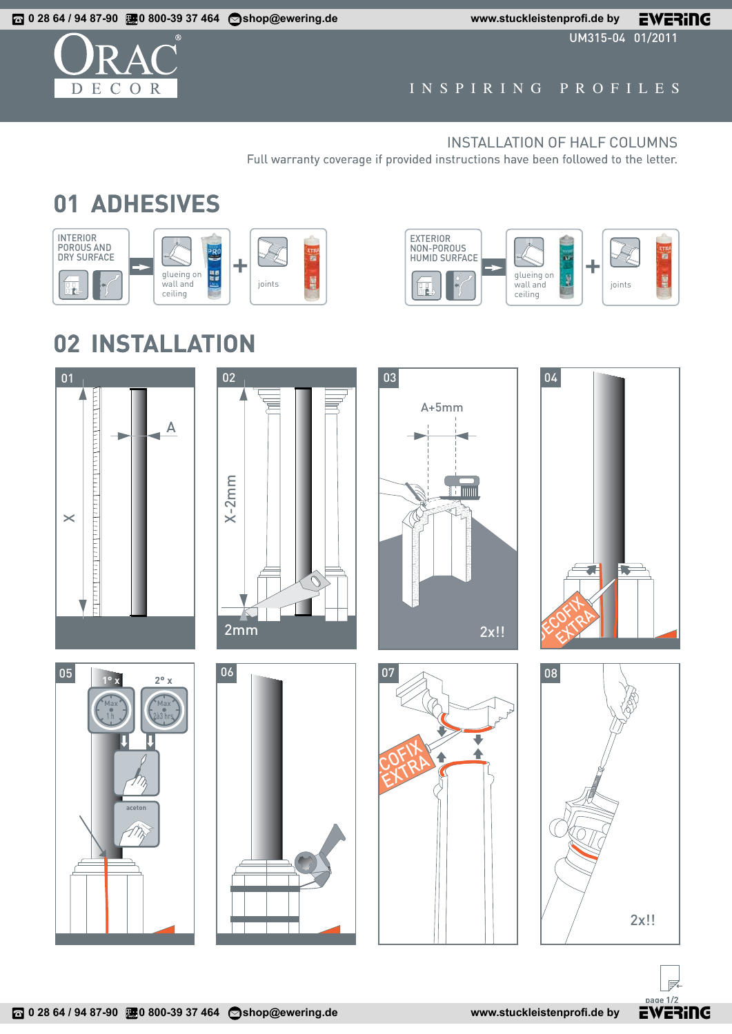ORAC® DECOR

INSPIRING PROFILES

UM315-04 01/2011

INSTALLATION OF HALF COLUMNS

Full warranty coverage if provided instructions have been followed to the letter.

## 01 ADHESIVES

INTERIOR POROUS AND DRY SURFACE → glueing on wall and ceiling + joints

EXTERIOR NON-POROUS HUMID SURFACE → glueing on wall and ceiling + joints

## 02 INSTALLATION

01 — X, A

02 — X-2mm, 2mm

03 — A+5mm, 2x!!

04 — DECOFIX EXTRA

05 — 1° x Max 1 h, 2° x Max 2-3 hrs, aceton

06

07 — DECOFIX EXTRA

08 — 2x!!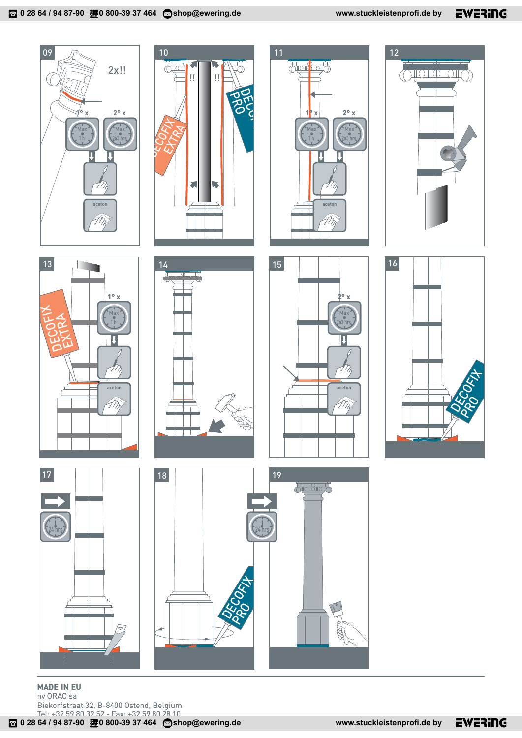09

2x!!

1° x

2° x

Max 1 h

Max 2à3 hrs

aceton

10

!!

!!

DECOFIX EXTRA

DECOFIX PRO

11

1° x

2° x

Max 1 h

Max 2à3 hrs

aceton

12

13

DECOFIX EXTRA

1° x

Max 1 h

aceton

14

15

2° x

Max 2à3 hrs

aceton

16

DECOFIX PRO

17

24 hrs

18

DECOFIX PRO

19

24 hrs

**MADE IN EU**

nv ORAC sa

Biekorfstraat 32, B-8400 Ostend, Belgium

Tel: +32 59 80 32 52 - Fax: +32 59 80 28 10